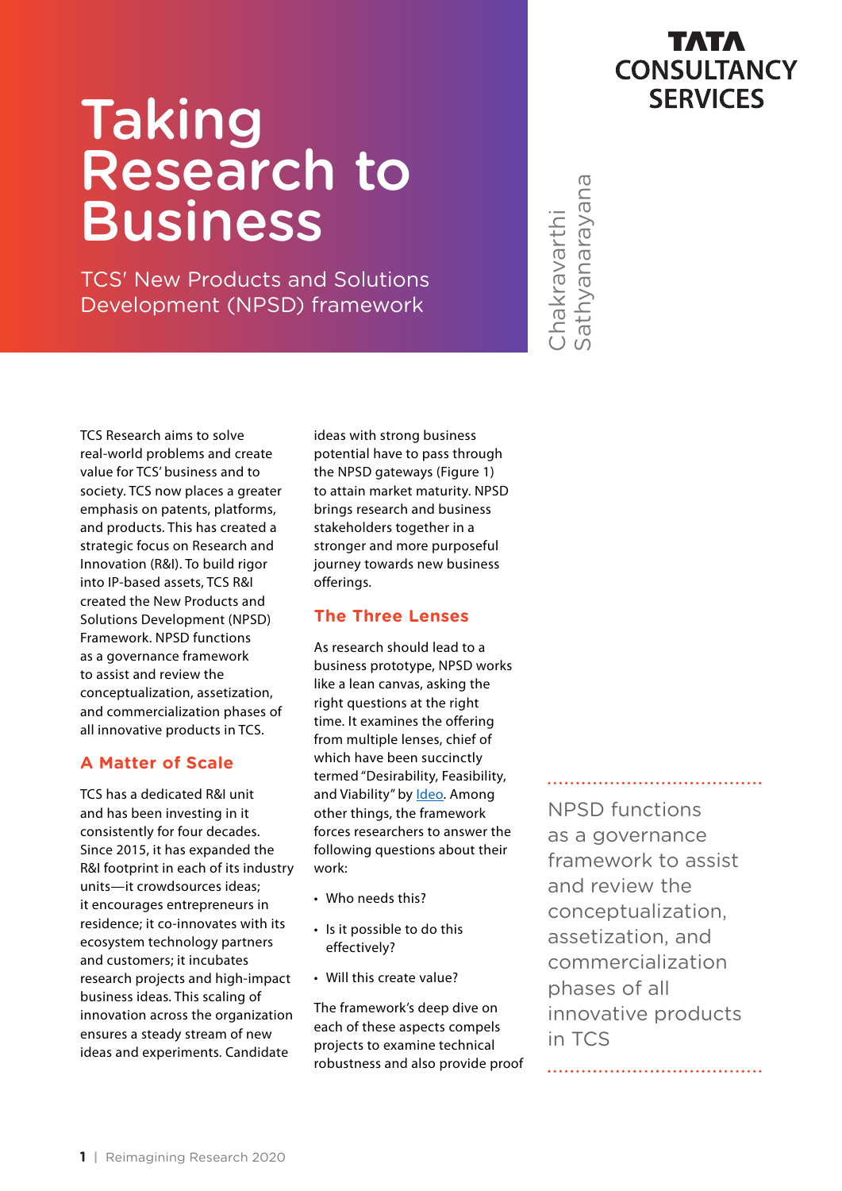# Taking Research to Business

TCS' New Products and Solutions Development (NPSD) framework

Chakravarthi Sathyanarayana

TCS Research aims to solve real-world problems and create value for TCS' business and to society. TCS now places a greater emphasis on patents, platforms, and products. This has created a strategic focus on Research and Innovation (R&I). To build rigor into IP-based assets, TCS R&I created the New Products and Solutions Development (NPSD) Framework. NPSD functions as a governance framework to assist and review the conceptualization, assetization, and commercialization phases of all innovative products in TCS.

## A Matter of Scale

TCS has a dedicated R&I unit and has been investing in it consistently for four decades. Since 2015, it has expanded the R&I footprint in each of its industry units—it crowdsources ideas; it encourages entrepreneurs in residence; it co-innovates with its ecosystem technology partners and customers; it incubates research projects and high-impact business ideas. This scaling of innovation across the organization ensures a steady stream of new ideas and experiments. Candidate ideas with strong business potential have to pass through the NPSD gateways (Figure 1) to attain market maturity. NPSD brings research and business stakeholders together in a stronger and more purposeful journey towards new business offerings.

## The Three Lenses

As research should lead to a business prototype, NPSD works like a lean canvas, asking the right questions at the right time. It examines the offering from multiple lenses, chief of which have been succinctly termed "Desirability, Feasibility, and Viability" by Ideo. Among other things, the framework forces researchers to answer the following questions about their work:

- Who needs this?
- Is it possible to do this effectively?
- Will this create value?

The framework's deep dive on each of these aspects compels projects to examine technical robustness and also provide proof

> NPSD functions as a governance framework to assist and review the conceptualization, assetization, and commercialization phases of all innovative products in TCS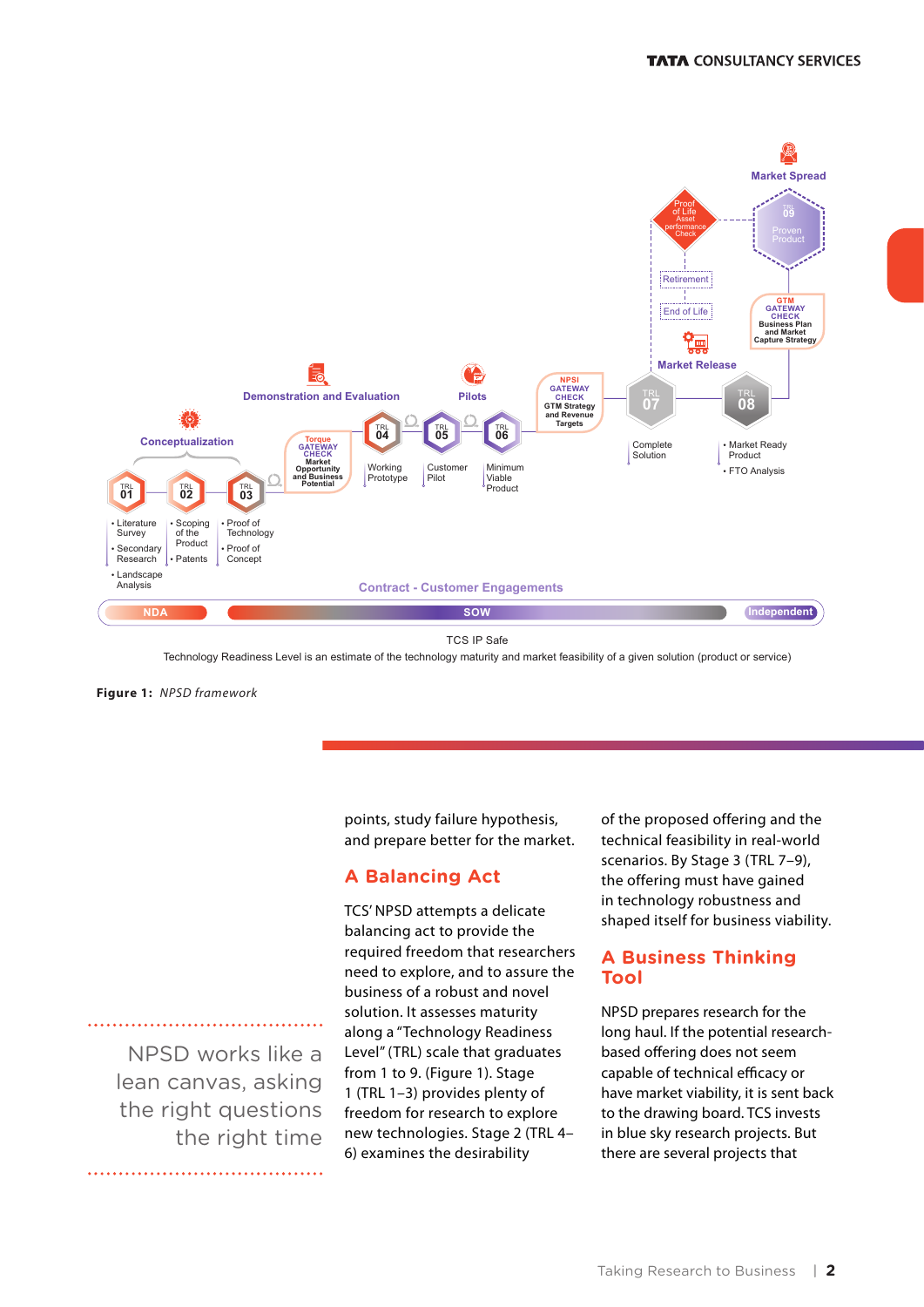Conceptualization

Demonstration and Evaluation

Pilots

Market Release

Market Spread

TRL 01 — Literature Survey; Secondary Research; Landscape Analysis

TRL 02 — Scoping of the Product; Patents

TRL 03 — Proof of Technology; Proof of Concept

Torque GATEWAY CHECK — Market Opportunity and Business Potential

TRL 04 — Working Prototype

TRL 05 — Customer Pilot

TRL 06 — Minimum Viable Product

NPSI GATEWAY CHECK — GTM Strategy and Revenue Targets

TRL 07 — Complete Solution

TRL 08 — Market Ready Product; FTO Analysis

GTM GATEWAY CHECK — Business Plan and Market Capture Strategy

TRL 09 — Proven Product

Proof of Life Asset performance Check

Retirement

End of Life

Contract - Customer Engagements

NDA | SOW | Independent

TCS IP Safe

Technology Readiness Level is an estimate of the technology maturity and market feasibility of a given solution (product or service)

**Figure 1:** *NPSD framework*

points, study failure hypothesis, and prepare better for the market.

## A Balancing Act

TCS' NPSD attempts a delicate balancing act to provide the required freedom that researchers need to explore, and to assure the business of a robust and novel solution. It assesses maturity along a "Technology Readiness Level" (TRL) scale that graduates from 1 to 9. (Figure 1). Stage 1 (TRL 1–3) provides plenty of freedom for research to explore new technologies. Stage 2 (TRL 4–6) examines the desirability of the proposed offering and the technical feasibility in real-world scenarios. By Stage 3 (TRL 7–9), the offering must have gained in technology robustness and shaped itself for business viability.

> NPSD works like a lean canvas, asking the right questions the right time

## A Business Thinking Tool

NPSD prepares research for the long haul. If the potential research-based offering does not seem capable of technical efficacy or have market viability, it is sent back to the drawing board. TCS invests in blue sky research projects. But there are several projects that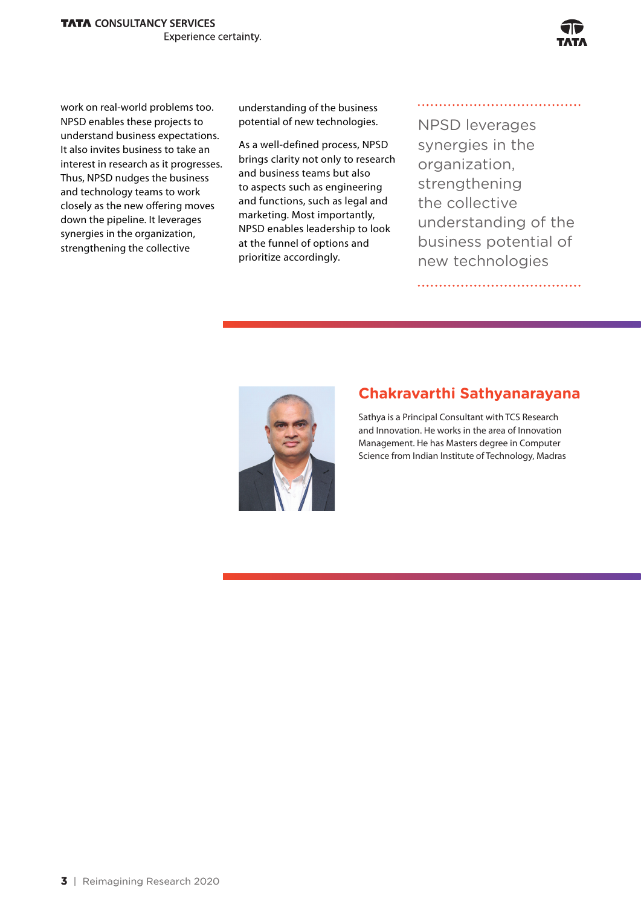work on real-world problems too. NPSD enables these projects to understand business expectations. It also invites business to take an interest in research as it progresses. Thus, NPSD nudges the business and technology teams to work closely as the new offering moves down the pipeline. It leverages synergies in the organization, strengthening the collective understanding of the business potential of new technologies.

As a well-defined process, NPSD brings clarity not only to research and business teams but also to aspects such as engineering and functions, such as legal and marketing. Most importantly, NPSD enables leadership to look at the funnel of options and prioritize accordingly.

> NPSD leverages synergies in the organization, strengthening the collective understanding of the business potential of new technologies

## Chakravarthi Sathyanarayana

Sathya is a Principal Consultant with TCS Research and Innovation. He works in the area of Innovation Management. He has Masters degree in Computer Science from Indian Institute of Technology, Madras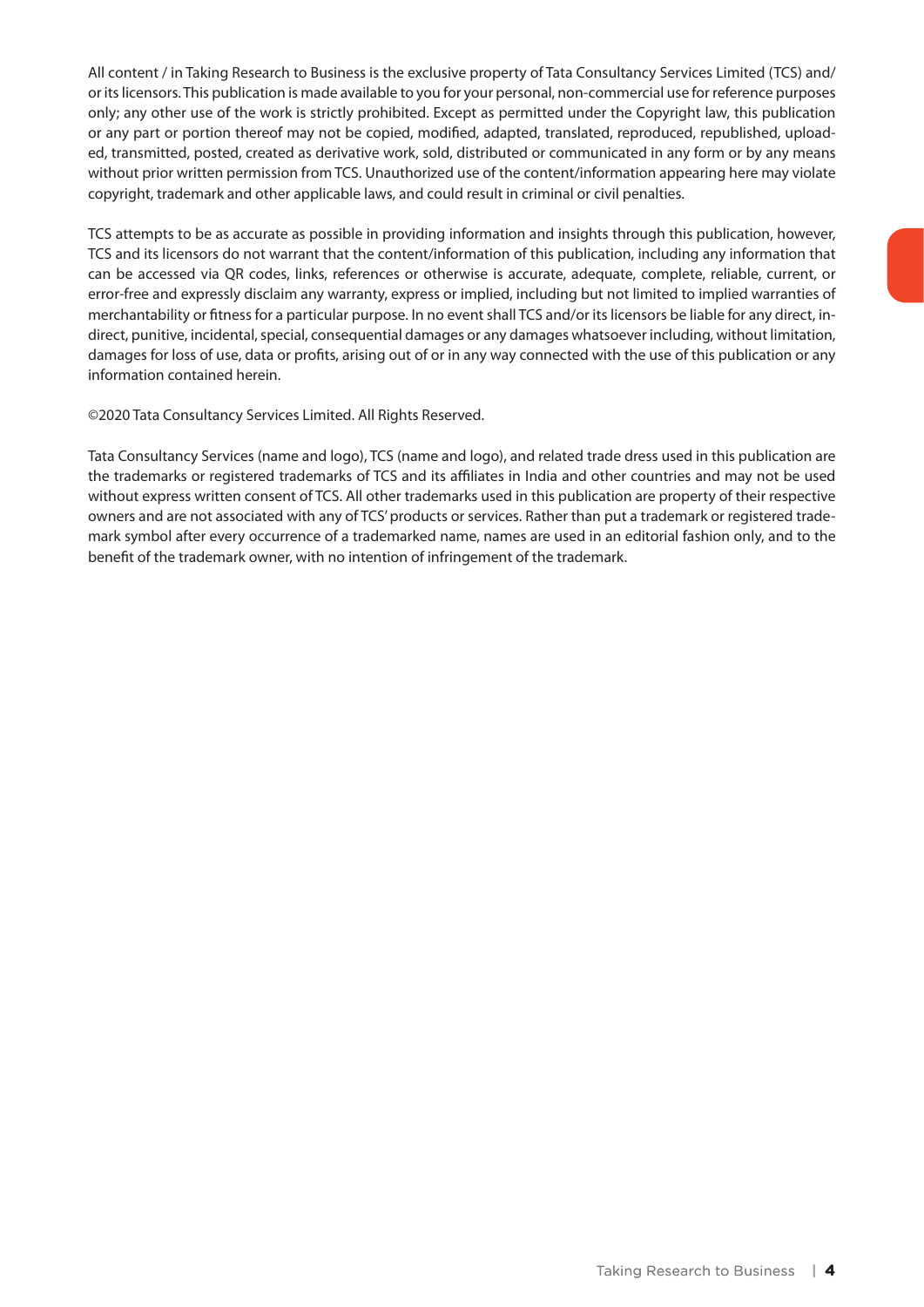All content / in Taking Research to Business is the exclusive property of Tata Consultancy Services Limited (TCS) and/ or its licensors. This publication is made available to you for your personal, non-commercial use for reference purposes only; any other use of the work is strictly prohibited. Except as permitted under the Copyright law, this publication or any part or portion thereof may not be copied, modified, adapted, translated, reproduced, republished, uploaded, transmitted, posted, created as derivative work, sold, distributed or communicated in any form or by any means without prior written permission from TCS. Unauthorized use of the content/information appearing here may violate copyright, trademark and other applicable laws, and could result in criminal or civil penalties.

TCS attempts to be as accurate as possible in providing information and insights through this publication, however, TCS and its licensors do not warrant that the content/information of this publication, including any information that can be accessed via QR codes, links, references or otherwise is accurate, adequate, complete, reliable, current, or error-free and expressly disclaim any warranty, express or implied, including but not limited to implied warranties of merchantability or fitness for a particular purpose. In no event shall TCS and/or its licensors be liable for any direct, indirect, punitive, incidental, special, consequential damages or any damages whatsoever including, without limitation, damages for loss of use, data or profits, arising out of or in any way connected with the use of this publication or any information contained herein.

©2020 Tata Consultancy Services Limited. All Rights Reserved.

Tata Consultancy Services (name and logo), TCS (name and logo), and related trade dress used in this publication are the trademarks or registered trademarks of TCS and its affiliates in India and other countries and may not be used without express written consent of TCS. All other trademarks used in this publication are property of their respective owners and are not associated with any of TCS' products or services. Rather than put a trademark or registered trademark symbol after every occurrence of a trademarked name, names are used in an editorial fashion only, and to the benefit of the trademark owner, with no intention of infringement of the trademark.